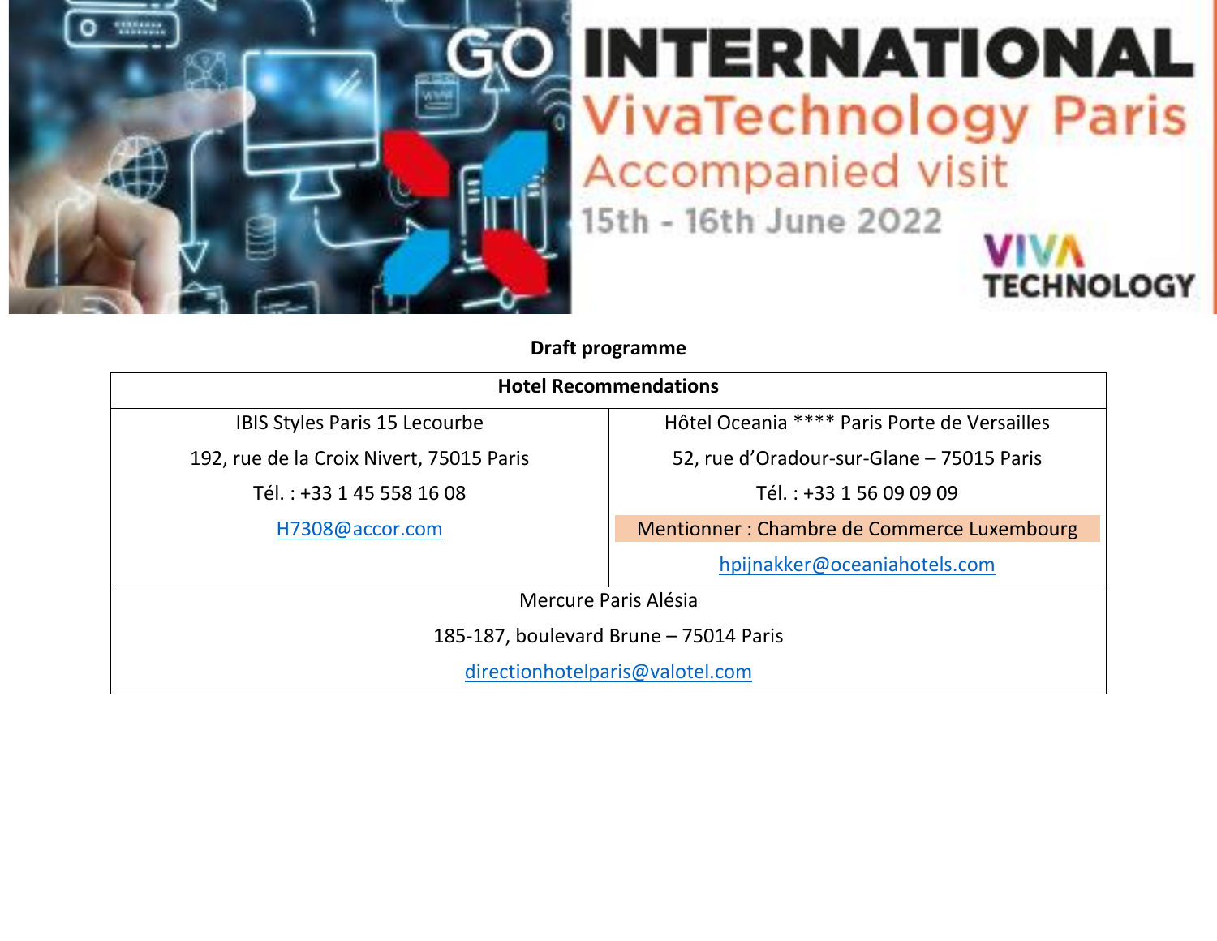# GO INTERNATIONAL

## VivaTechnology Paris

### Accompanied visit

15th - 16th June 2022

VIVA TECHNOLOGY

**Draft programme**

| **Hotel Recommendations** | |
|---|---|
| IBIS Styles Paris 15 Lecourbe<br>192, rue de la Croix Nivert, 75015 Paris<br>Tél. : +33 1 45 558 16 08<br>H7308@accor.com | Hôtel Oceania **** Paris Porte de Versailles<br>52, rue d'Oradour-sur-Glane – 75015 Paris<br>Tél. : +33 1 56 09 09 09<br>Mentionner : Chambre de Commerce Luxembourg<br>hpijnakker@oceaniahotels.com |
| Mercure Paris Alésia<br>185-187, boulevard Brune – 75014 Paris<br>directionhotelparis@valotel.com | |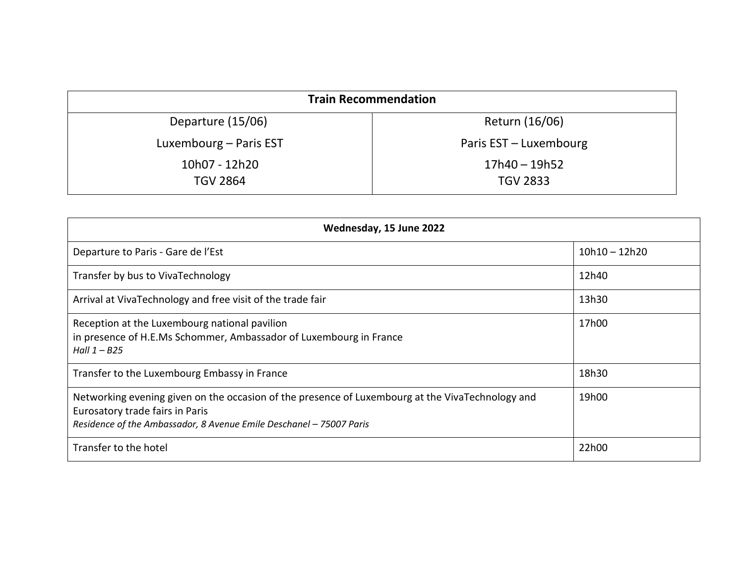| Train Recommendation | |
|---|---|
| Departure (15/06) | Return (16/06) |
| Luxembourg – Paris EST | Paris EST – Luxembourg |
| 10h07 - 12h20<br>TGV 2864 | 17h40 – 19h52<br>TGV 2833 |

| Wednesday, 15 June 2022 | |
|---|---|
| Departure to Paris - Gare de l'Est | 10h10 – 12h20 |
| Transfer by bus to VivaTechnology | 12h40 |
| Arrival at VivaTechnology and free visit of the trade fair | 13h30 |
| Reception at the Luxembourg national pavilion<br>in presence of H.E.Ms Schommer, Ambassador of Luxembourg in France<br>*Hall 1 – B25* | 17h00 |
| Transfer to the Luxembourg Embassy in France | 18h30 |
| Networking evening given on the occasion of the presence of Luxembourg at the VivaTechnology and Eurosatory trade fairs in Paris<br>*Residence of the Ambassador, 8 Avenue Emile Deschanel – 75007 Paris* | 19h00 |
| Transfer to the hotel | 22h00 |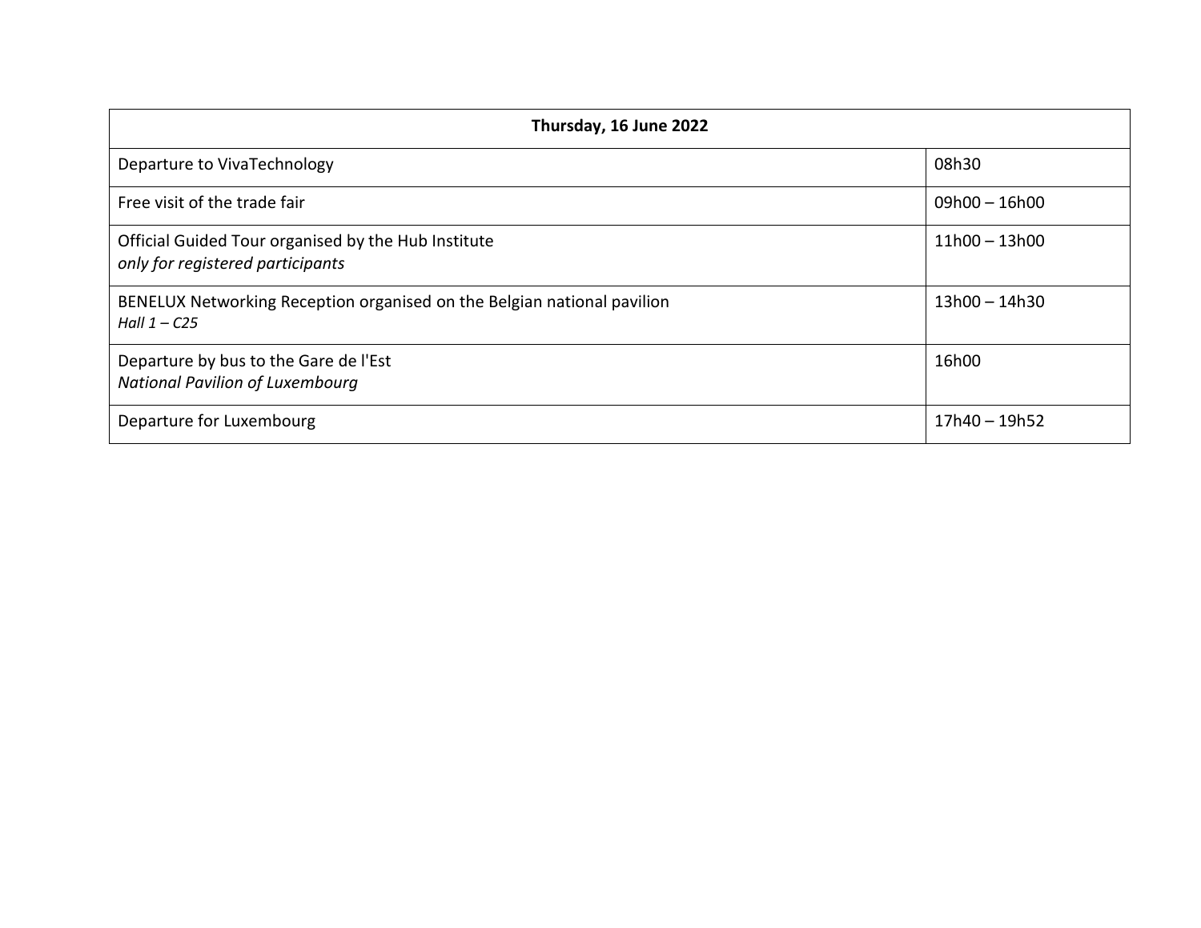| Thursday, 16 June 2022 | |
|---|---|
| Departure to VivaTechnology | 08h30 |
| Free visit of the trade fair | 09h00 – 16h00 |
| Official Guided Tour organised by the Hub Institute<br>*only for registered participants* | 11h00 – 13h00 |
| BENELUX Networking Reception organised on the Belgian national pavilion<br>*Hall 1 – C25* | 13h00 – 14h30 |
| Departure by bus to the Gare de l'Est<br>*National Pavilion of Luxembourg* | 16h00 |
| Departure for Luxembourg | 17h40 – 19h52 |